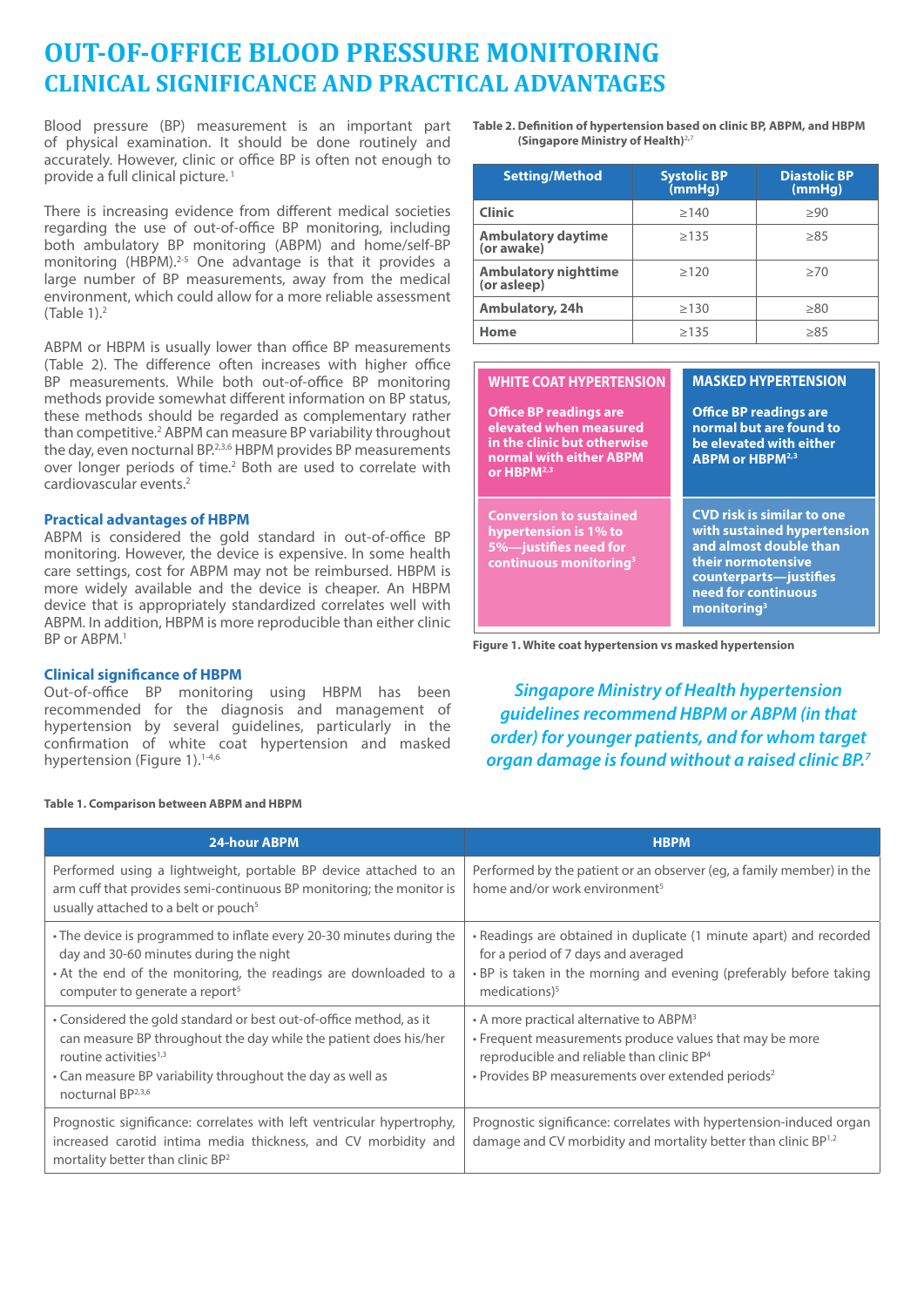# OUT-OF-OFFICE BLOOD PRESSURE MONITORING
## CLINICAL SIGNIFICANCE AND PRACTICAL ADVANTAGES

Blood pressure (BP) measurement is an important part of physical examination. It should be done routinely and accurately. However, clinic or office BP is often not enough to provide a full clinical picture.[1]

There is increasing evidence from different medical societies regarding the use of out-of-office BP monitoring, including both ambulatory BP monitoring (ABPM) and home/self-BP monitoring (HBPM).[2-5] One advantage is that it provides a large number of BP measurements, away from the medical environment, which could allow for a more reliable assessment (Table 1).[2]

ABPM or HBPM is usually lower than office BP measurements (Table 2). The difference often increases with higher office BP measurements. While both out-of-office BP monitoring methods provide somewhat different information on BP status, these methods should be regarded as complementary rather than competitive.[2] ABPM can measure BP variability throughout the day, even nocturnal BP.[2,3,6] HBPM provides BP measurements over longer periods of time.[2] Both are used to correlate with cardiovascular events.[2]

### Practical advantages of HBPM

ABPM is considered the gold standard in out-of-office BP monitoring. However, the device is expensive. In some health care settings, cost for ABPM may not be reimbursed. HBPM is more widely available and the device is cheaper. An HBPM device that is appropriately standardized correlates well with ABPM. In addition, HBPM is more reproducible than either clinic BP or ABPM.[1]

### Clinical significance of HBPM

Out-of-office BP monitoring using HBPM has been recommended for the diagnosis and management of hypertension by several guidelines, particularly in the confirmation of white coat hypertension and masked hypertension (Figure 1).[1-4,6]

**Table 2. Definition of hypertension based on clinic BP, ABPM, and HBPM (Singapore Ministry of Health)**[2,7]

| Setting/Method | Systolic BP (mmHg) | Diastolic BP (mmHg) |
|---|---|---|
| **Clinic** | ≥140 | ≥90 |
| **Ambulatory daytime (or awake)** | ≥135 | ≥85 |
| **Ambulatory nighttime (or asleep)** | ≥120 | ≥70 |
| **Ambulatory, 24h** | ≥130 | ≥80 |
| **Home** | ≥135 | ≥85 |

| WHITE COAT HYPERTENSION | MASKED HYPERTENSION |
|---|---|
| Office BP readings are elevated when measured in the clinic but otherwise normal with either ABPM or HBPM[2,3] | Office BP readings are normal but are found to be elevated with either ABPM or HBPM[2,3] |
| Conversion to sustained hypertension is 1% to 5%—justifies need for continuous monitoring[3] | CVD risk is similar to one with sustained hypertension and almost double than their normotensive counterparts—justifies need for continuous monitoring[3] |

**Figure 1. White coat hypertension vs masked hypertension**

*Singapore Ministry of Health hypertension guidelines recommend HBPM or ABPM (in that order) for younger patients, and for whom target organ damage is found without a raised clinic BP.[7]*

**Table 1. Comparison between ABPM and HBPM**

| 24-hour ABPM | HBPM |
|---|---|
| Performed using a lightweight, portable BP device attached to an arm cuff that provides semi-continuous BP monitoring; the monitor is usually attached to a belt or pouch[5] | Performed by the patient or an observer (eg, a family member) in the home and/or work environment[5] |
| • The device is programmed to inflate every 20-30 minutes during the day and 30-60 minutes during the night<br>• At the end of the monitoring, the readings are downloaded to a computer to generate a report[5] | • Readings are obtained in duplicate (1 minute apart) and recorded for a period of 7 days and averaged<br>• BP is taken in the morning and evening (preferably before taking medications)[5] |
| • Considered the gold standard or best out-of-office method, as it can measure BP throughout the day while the patient does his/her routine activities[1,3]<br>• Can measure BP variability throughout the day as well as nocturnal BP[2,3,6] | • A more practical alternative to ABPM[3]<br>• Frequent measurements produce values that may be more reproducible and reliable than clinic BP[4]<br>• Provides BP measurements over extended periods[2] |
| Prognostic significance: correlates with left ventricular hypertrophy, increased carotid intima media thickness, and CV morbidity and mortality better than clinic BP[2] | Prognostic significance: correlates with hypertension-induced organ damage and CV morbidity and mortality better than clinic BP[1,2] |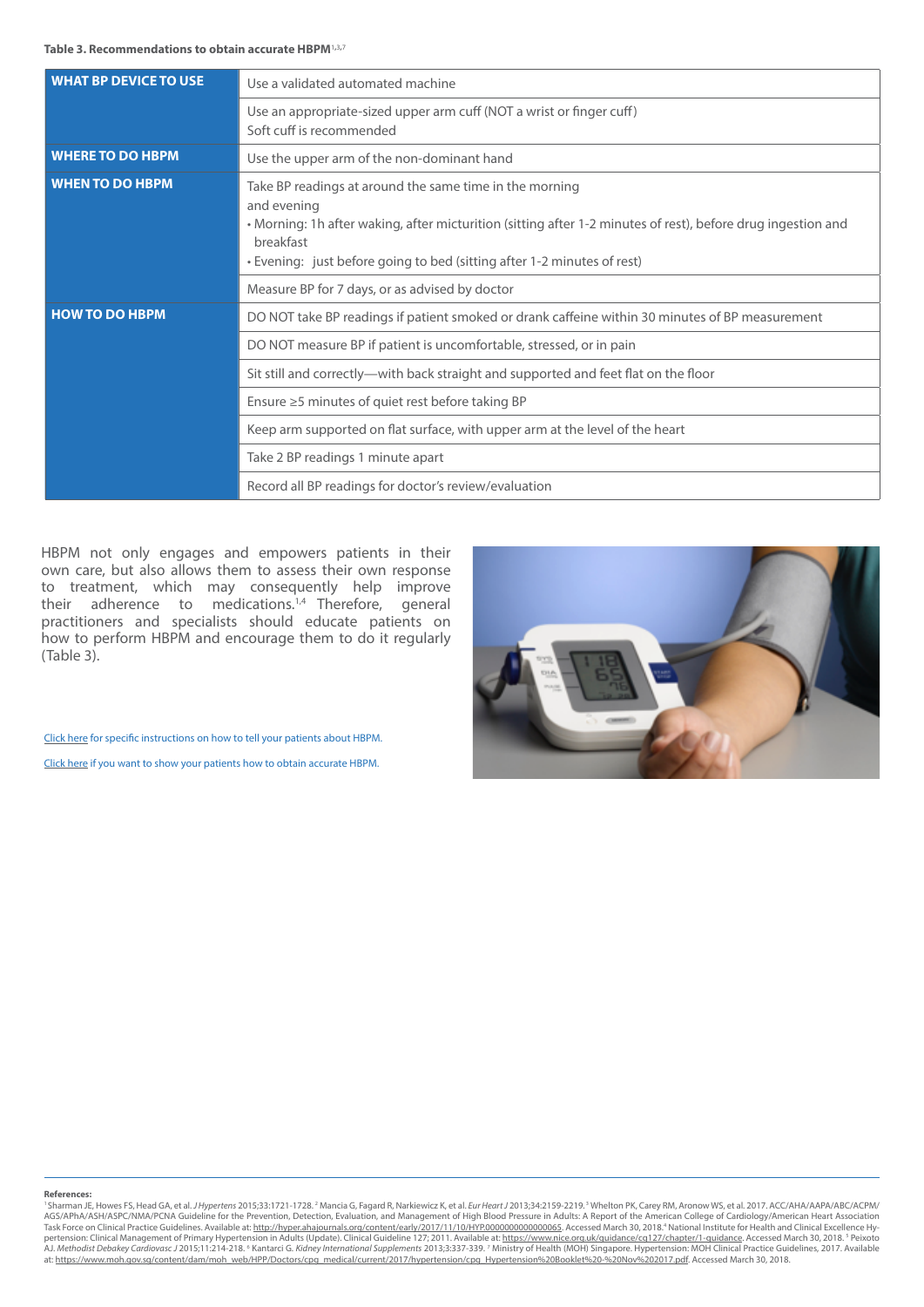**Table 3. Recommendations to obtain accurate HBPM**[1,3,7]

| | |
|---|---|
| **WHAT BP DEVICE TO USE** | Use a validated automated machine |
| | Use an appropriate-sized upper arm cuff (NOT a wrist or finger cuff)<br>Soft cuff is recommended |
| **WHERE TO DO HBPM** | Use the upper arm of the non-dominant hand |
| **WHEN TO DO HBPM** | Take BP readings at around the same time in the morning and evening<br>• Morning: 1h after waking, after micturition (sitting after 1-2 minutes of rest), before drug ingestion and breakfast<br>• Evening: just before going to bed (sitting after 1-2 minutes of rest) |
| | Measure BP for 7 days, or as advised by doctor |
| **HOW TO DO HBPM** | DO NOT take BP readings if patient smoked or drank caffeine within 30 minutes of BP measurement |
| | DO NOT measure BP if patient is uncomfortable, stressed, or in pain |
| | Sit still and correctly—with back straight and supported and feet flat on the floor |
| | Ensure ≥5 minutes of quiet rest before taking BP |
| | Keep arm supported on flat surface, with upper arm at the level of the heart |
| | Take 2 BP readings 1 minute apart |
| | Record all BP readings for doctor's review/evaluation |

HBPM not only engages and empowers patients in their own care, but also allows them to assess their own response to treatment, which may consequently help improve their adherence to medications.[1,4] Therefore, general practitioners and specialists should educate patients on how to perform HBPM and encourage them to do it regularly (Table 3).

Click here for specific instructions on how to tell your patients about HBPM.

Click here if you want to show your patients how to obtain accurate HBPM.

**References:**

[1] Sharman JE, Howes FS, Head GA, et al. *J Hypertens* 2015;33:1721-1728. [2] Mancia G, Fagard R, Narkiewicz K, et al. *Eur Heart J* 2013;34:2159-2219. [3] Whelton PK, Carey RM, Aronow WS, et al. 2017. ACC/AHA/AAPA/ABC/ACPM/AGS/APhA/ASH/ASPC/NMA/PCNA Guideline for the Prevention, Detection, Evaluation, and Management of High Blood Pressure in Adults: A Report of the American College of Cardiology/American Heart Association Task Force on Clinical Practice Guidelines. Available at: http://hyper.ahajournals.org/content/early/2017/11/10/HYP.0000000000000065. Accessed March 30, 2018. [4] National Institute for Health and Clinical Excellence Hypertension: Clinical Management of Primary Hypertension in Adults (Update). Clinical Guideline 127; 2011. Available at: https://www.nice.org.uk/guidance/cg127/chapter/1-guidance. Accessed March 30, 2018. [5] Peixoto AJ. *Methodist Debakey Cardiovasc J* 2015;11:214-218. [6] Kantarci G. *Kidney International Supplements* 2013;3:337-339. [7] Ministry of Health (MOH) Singapore. Hypertension: MOH Clinical Practice Guidelines, 2017. Available at: https://www.moh.gov.sg/content/dam/moh_web/HPP/Doctors/cpg_medical/current/2017/hypertension/cpg_Hypertension%20Booklet%20-%20Nov%202017.pdf. Accessed March 30, 2018.